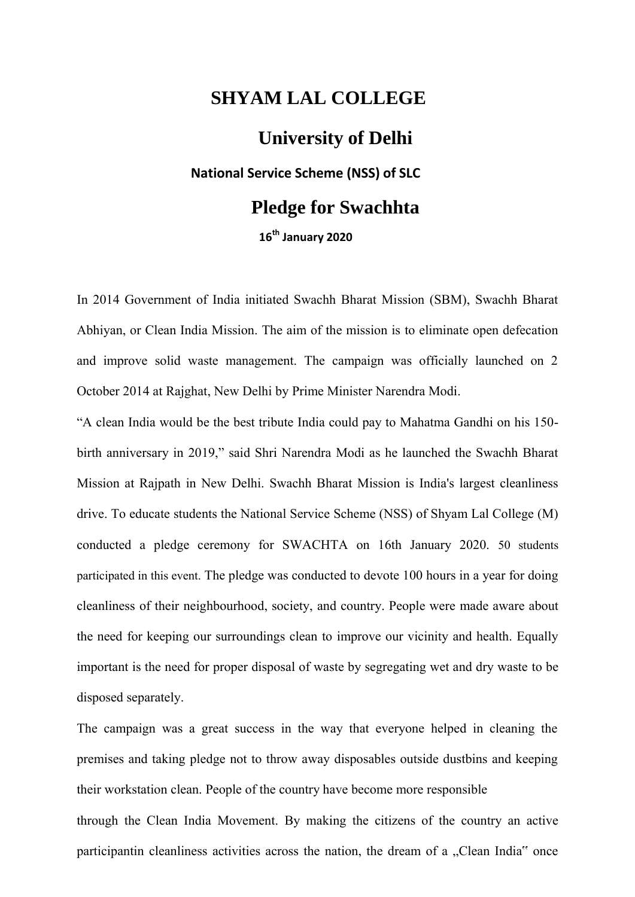# SHYAM LAL COLLEGE

## University of Delhi

### National Service Scheme (NSS) of SLC

## Pledge for Swachhta

**16th January 2020**

In 2014 Government of India initiated Swachh Bharat Mission (SBM), Swachh Bharat Abhiyan, or Clean India Mission. The aim of the mission is to eliminate open defecation and improve solid waste management. The campaign was officially launched on 2 October 2014 at Rajghat, New Delhi by Prime Minister Narendra Modi.

"A clean India would be the best tribute India could pay to Mahatma Gandhi on his 150-birth anniversary in 2019," said Shri Narendra Modi as he launched the Swachh Bharat Mission at Rajpath in New Delhi. Swachh Bharat Mission is India's largest cleanliness drive. To educate students the National Service Scheme (NSS) of Shyam Lal College (M) conducted a pledge ceremony for SWACHTA on 16th January 2020. 50 students participated in this event. The pledge was conducted to devote 100 hours in a year for doing cleanliness of their neighbourhood, society, and country. People were made aware about the need for keeping our surroundings clean to improve our vicinity and health. Equally important is the need for proper disposal of waste by segregating wet and dry waste to be disposed separately.

The campaign was a great success in the way that everyone helped in cleaning the premises and taking pledge not to throw away disposables outside dustbins and keeping their workstation clean. People of the country have become more responsible

through the Clean India Movement. By making the citizens of the country an active participantin cleanliness activities across the nation, the dream of a „Clean India" once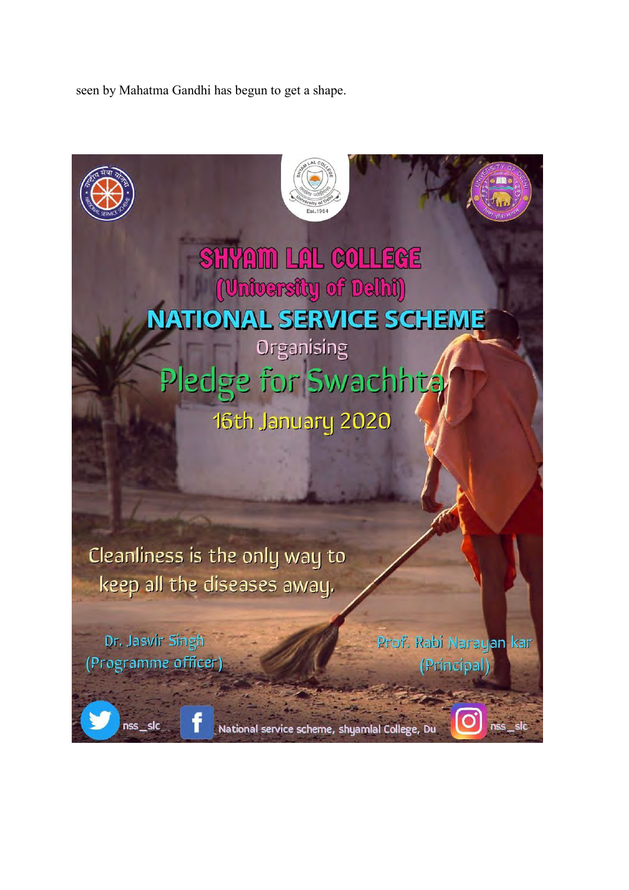seen by Mahatma Gandhi has begun to get a shape.

# SHYAM LAL COLLEGE
## (University of Delhi)
## NATIONAL SERVICE SCHEME

Organising

## Pledge for Swachhta

16th January 2020

Cleanliness is the only way to keep all the diseases away.

Dr. Jasvir Singh
(Programme officer)

Prof. Rabi Narayan kar
(Principal)

nss_slc

National service scheme, shyamlal College, Du

nss_slc